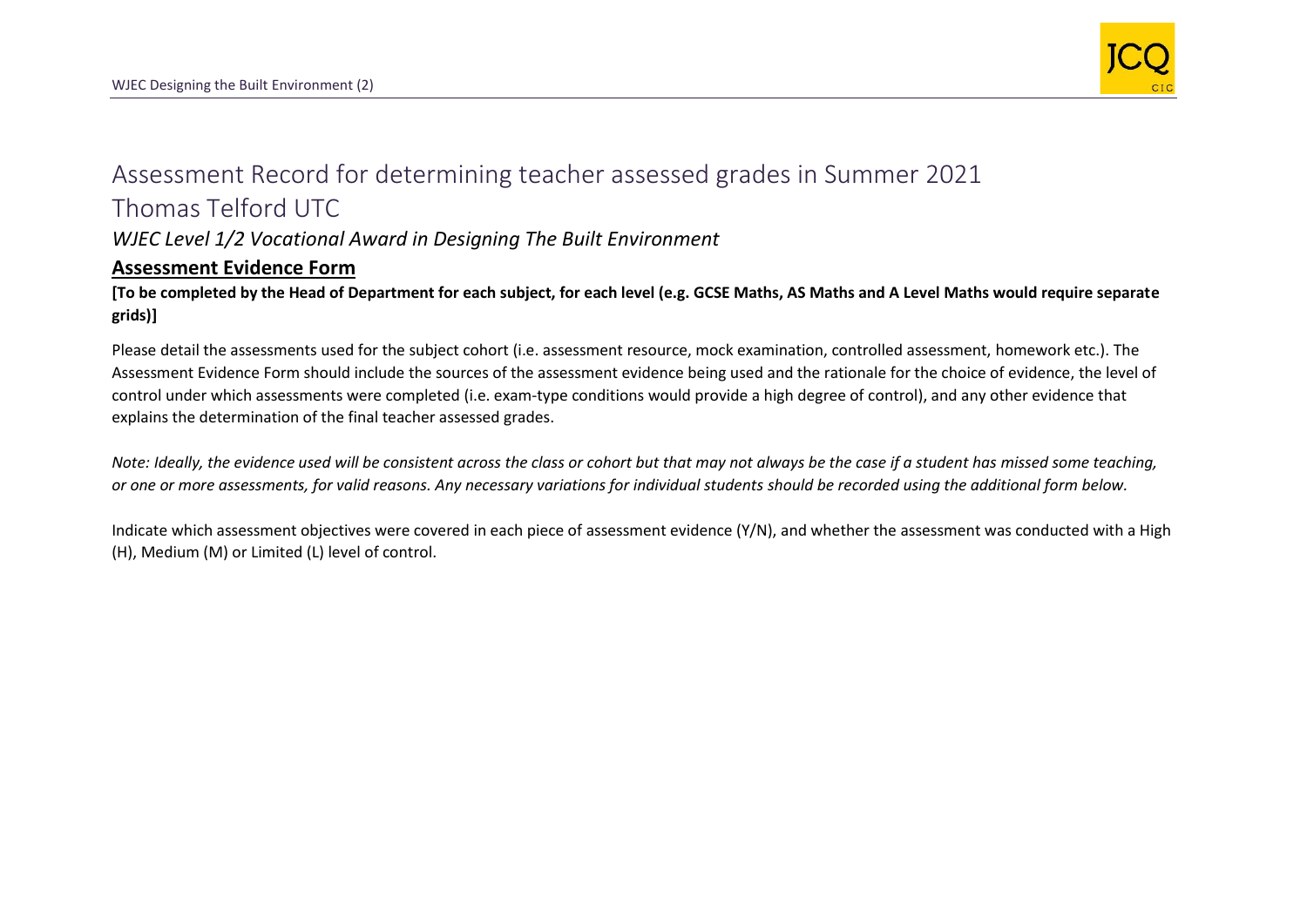# Assessment Record for determining teacher assessed grades in Summer 2021

## Thomas Telford UTC

*WJEC Level 1/2 Vocational Award in Designing The Built Environment*

### Assessment Evidence Form

**[To be completed by the Head of Department for each subject, for each level (e.g. GCSE Maths, AS Maths and A Level Maths would require separate grids)]**

Please detail the assessments used for the subject cohort (i.e. assessment resource, mock examination, controlled assessment, homework etc.). The Assessment Evidence Form should include the sources of the assessment evidence being used and the rationale for the choice of evidence, the level of control under which assessments were completed (i.e. exam-type conditions would provide a high degree of control), and any other evidence that explains the determination of the final teacher assessed grades.

*Note: Ideally, the evidence used will be consistent across the class or cohort but that may not always be the case if a student has missed some teaching, or one or more assessments, for valid reasons. Any necessary variations for individual students should be recorded using the additional form below.*

Indicate which assessment objectives were covered in each piece of assessment evidence (Y/N), and whether the assessment was conducted with a High (H), Medium (M) or Limited (L) level of control.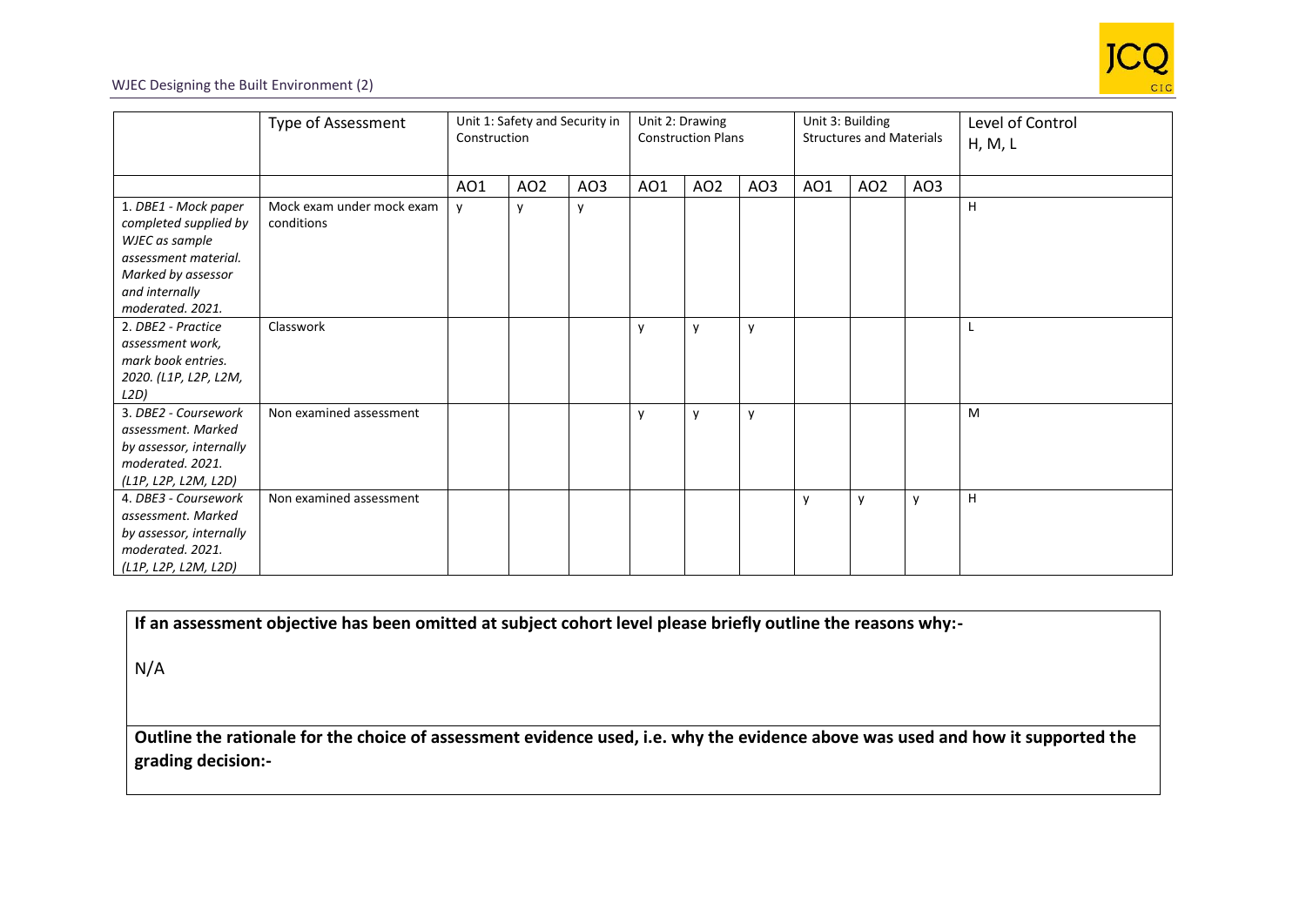| | Type of Assessment | Unit 1: Safety and Security in Construction | | | Unit 2: Drawing Construction Plans | | | Unit 3: Building Structures and Materials | | | Level of Control H, M, L |
|---|---|---|---|---|---|---|---|---|---|---|---|
| | | AO1 | AO2 | AO3 | AO1 | AO2 | AO3 | AO1 | AO2 | AO3 | |
| 1. *DBE1 - Mock paper completed supplied by WJEC as sample assessment material. Marked by assessor and internally moderated. 2021.* | Mock exam under mock exam conditions | y | y | y | | | | | | | H |
| 2. *DBE2 - Practice assessment work, mark book entries. 2020. (L1P, L2P, L2M, L2D)* | Classwork | | | | y | y | y | | | | L |
| 3. *DBE2 - Coursework assessment. Marked by assessor, internally moderated. 2021. (L1P, L2P, L2M, L2D)* | Non examined assessment | | | | y | y | y | | | | M |
| 4. *DBE3 - Coursework assessment. Marked by assessor, internally moderated. 2021. (L1P, L2P, L2M, L2D)* | Non examined assessment | | | | | | | y | y | y | H |

**If an assessment objective has been omitted at subject cohort level please briefly outline the reasons why:-**

N/A

**Outline the rationale for the choice of assessment evidence used, i.e. why the evidence above was used and how it supported the grading decision:-**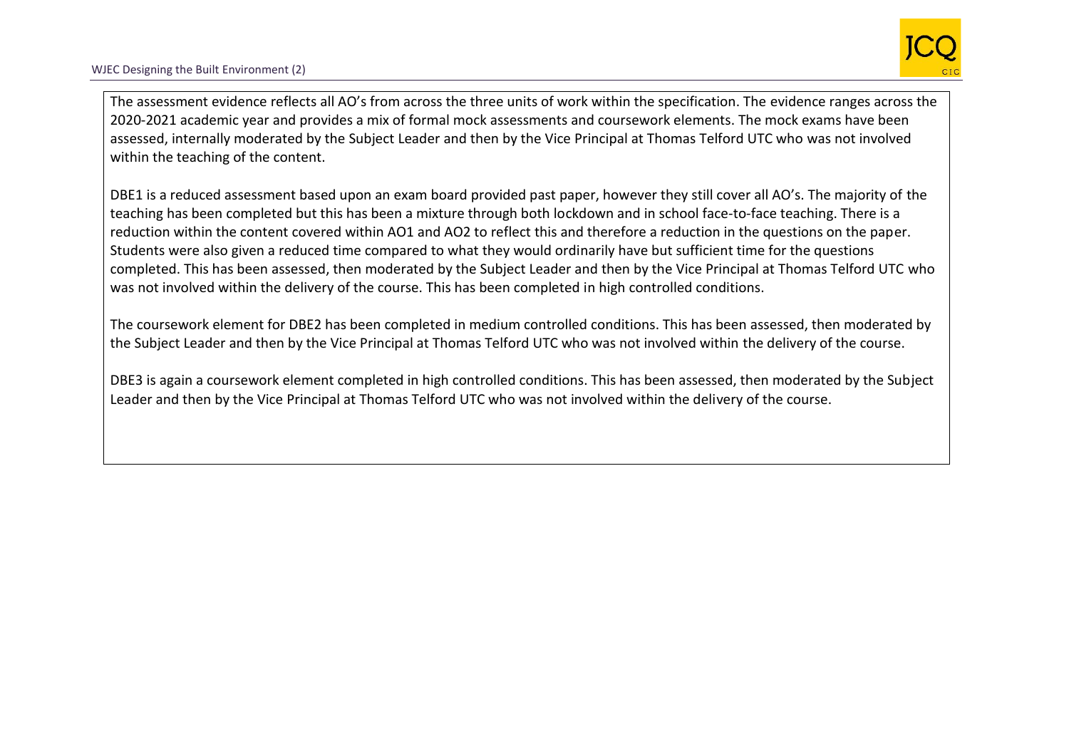The assessment evidence reflects all AO's from across the three units of work within the specification. The evidence ranges across the 2020-2021 academic year and provides a mix of formal mock assessments and coursework elements. The mock exams have been assessed, internally moderated by the Subject Leader and then by the Vice Principal at Thomas Telford UTC who was not involved within the teaching of the content.

DBE1 is a reduced assessment based upon an exam board provided past paper, however they still cover all AO's. The majority of the teaching has been completed but this has been a mixture through both lockdown and in school face-to-face teaching. There is a reduction within the content covered within AO1 and AO2 to reflect this and therefore a reduction in the questions on the paper. Students were also given a reduced time compared to what they would ordinarily have but sufficient time for the questions completed. This has been assessed, then moderated by the Subject Leader and then by the Vice Principal at Thomas Telford UTC who was not involved within the delivery of the course. This has been completed in high controlled conditions.

The coursework element for DBE2 has been completed in medium controlled conditions. This has been assessed, then moderated by the Subject Leader and then by the Vice Principal at Thomas Telford UTC who was not involved within the delivery of the course.

DBE3 is again a coursework element completed in high controlled conditions. This has been assessed, then moderated by the Subject Leader and then by the Vice Principal at Thomas Telford UTC who was not involved within the delivery of the course.